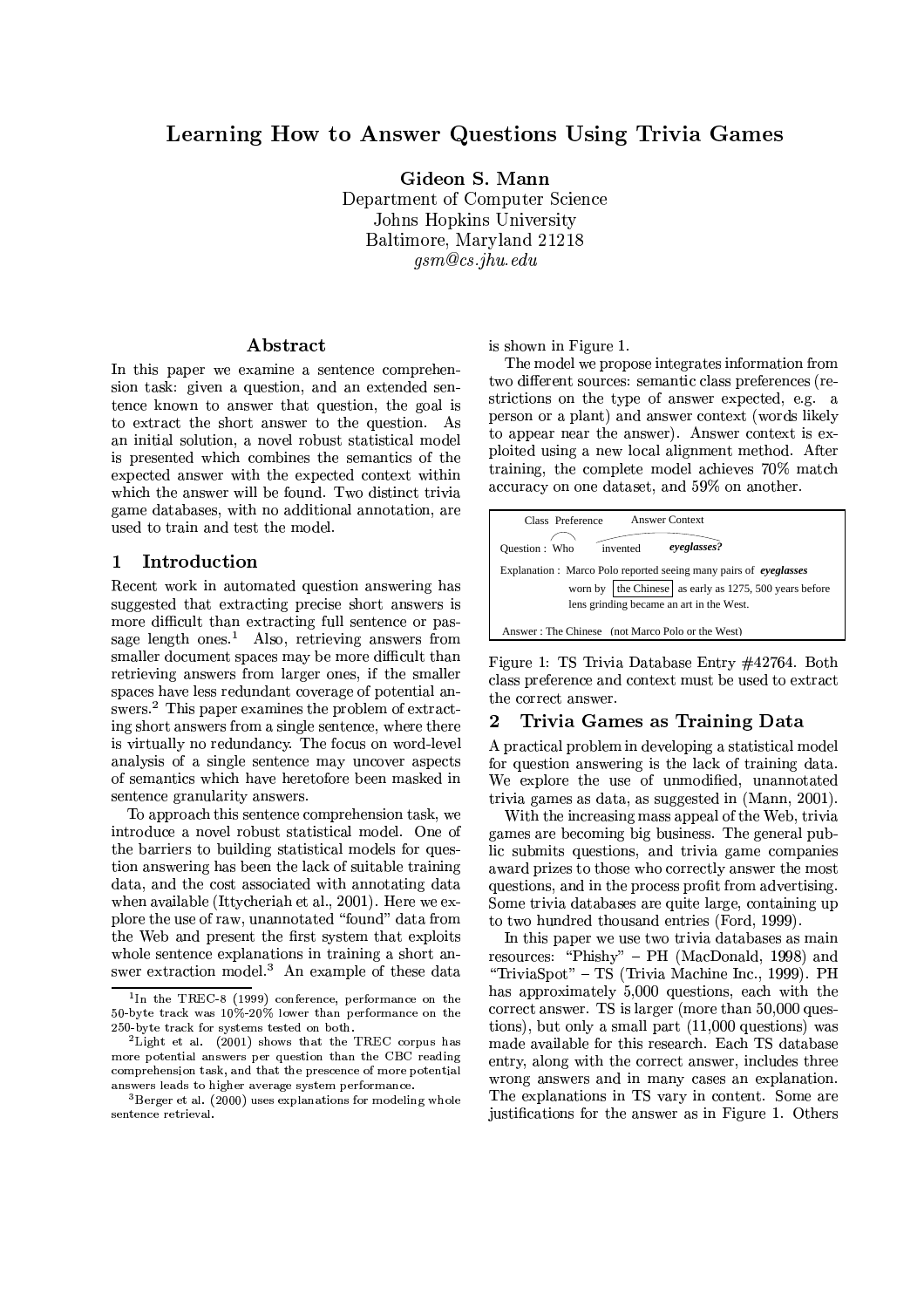# Learning How to Answer Questions Using Trivia Games

**Gideon S. Mann**
Department of Computer Science
Johns Hopkins University
Baltimore, Maryland 21218
*gsm@cs.jhu.edu*

## Abstract

In this paper we examine a sentence comprehension task: given a question, and an extended sentence known to answer that question, the goal is to extract the short answer to the question. As an initial solution, a novel robust statistical model is presented which combines the semantics of the expected answer with the expected context within which the answer will be found. Two distinct trivia game databases, with no additional annotation, are used to train and test the model.

## 1 Introduction

Recent work in automated question answering has suggested that extracting precise short answers is more difficult than extracting full sentence or passage length ones.[1] Also, retrieving answers from smaller document spaces may be more difficult than retrieving answers from larger ones, if the smaller spaces have less redundant coverage of potential answers.[2] This paper examines the problem of extracting short answers from a single sentence, where there is virtually no redundancy. The focus on word-level analysis of a single sentence may uncover aspects of semantics which have heretofore been masked in sentence granularity answers.

To approach this sentence comprehension task, we introduce a novel robust statistical model. One of the barriers to building statistical models for question answering has been the lack of suitable training data, and the cost associated with annotating data when available (Ittycheriah et al., 2001). Here we explore the use of raw, unannotated "found" data from the Web and present the first system that exploits whole sentence explanations in training a short answer extraction model.[3] An example of these data is shown in Figure 1.

The model we propose integrates information from two different sources: semantic class preferences (restrictions on the type of answer expected, e.g. a person or a plant) and answer context (words likely to appear near the answer). Answer context is exploited using a new local alignment method. After training, the complete model achieves 70% match accuracy on one dataset, and 59% on another.

Class Preference — Answer Context

Question : Who invented *eyeglasses?*

Explanation : Marco Polo reported seeing many pairs of *eyeglasses* worn by [the Chinese] as early as 1275, 500 years before lens grinding became an art in the West.

Answer : The Chinese (not Marco Polo or the West)

Figure 1: TS Trivia Database Entry #42764. Both class preference and context must be used to extract the correct answer.

## 2 Trivia Games as Training Data

A practical problem in developing a statistical model for question answering is the lack of training data. We explore the use of unmodified, unannotated trivia games as data, as suggested in (Mann, 2001).

With the increasing mass appeal of the Web, trivia games are becoming big business. The general public submits questions, and trivia game companies award prizes to those who correctly answer the most questions, and in the process profit from advertising. Some trivia databases are quite large, containing up to two hundred thousand entries (Ford, 1999).

In this paper we use two trivia databases as main resources: "Phishy" – PH (MacDonald, 1998) and "TriviaSpot" – TS (Trivia Machine Inc., 1999). PH has approximately 5,000 questions, each with the correct answer. TS is larger (more than 50,000 questions), but only a small part (11,000 questions) was made available for this research. Each TS database entry, along with the correct answer, includes three wrong answers and in many cases an explanation. The explanations in TS vary in content. Some are justifications for the answer as in Figure 1. Others

---

[1] In the TREC-8 (1999) conference, performance on the 50-byte track was 10%-20% lower than performance on the 250-byte track for systems tested on both.

[2] Light et al. (2001) shows that the TREC corpus has more potential answers per question than the CBC reading comprehension task, and that the prescence of more potential answers leads to higher average system performance.

[3] Berger et al. (2000) uses explanations for modeling whole sentence retrieval.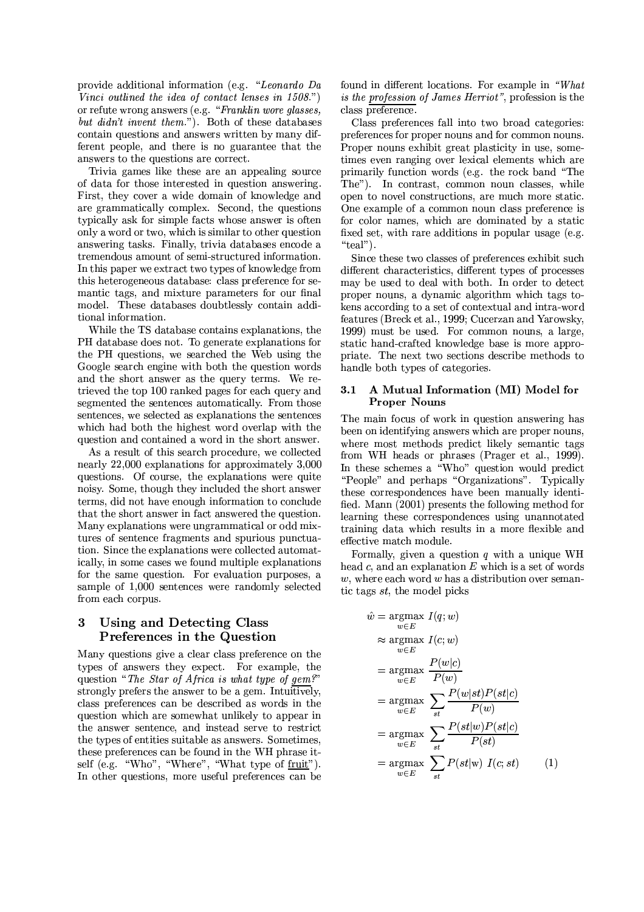provide additional information (e.g. *"Leonardo Da Vinci outlined the idea of contact lenses in 1508."*) or refute wrong answers (e.g. *"Franklin wore glasses, but didn't invent them."*). Both of these databases contain questions and answers written by many different people, and there is no guarantee that the answers to the questions are correct.

Trivia games like these are an appealing source of data for those interested in question answering. First, they cover a wide domain of knowledge and are grammatically complex. Second, the questions typically ask for simple facts whose answer is often only a word or two, which is similar to other question answering tasks. Finally, trivia databases encode a tremendous amount of semi-structured information. In this paper we extract two types of knowledge from this heterogeneous database: class preference for semantic tags, and mixture parameters for our final model. These databases doubtlessly contain additional information.

While the TS database contains explanations, the PH database does not. To generate explanations for the PH questions, we searched the Web using the Google search engine with both the question words and the short answer as the query terms. We retrieved the top 100 ranked pages for each query and segmented the sentences automatically. From those sentences, we selected as explanations the sentences which had both the highest word overlap with the question and contained a word in the short answer.

As a result of this search procedure, we collected nearly 22,000 explanations for approximately 3,000 questions. Of course, the explanations were quite noisy. Some, though they included the short answer terms, did not have enough information to conclude that the short answer in fact answered the question. Many explanations were ungrammatical or odd mixtures of sentence fragments and spurious punctuation. Since the explanations were collected automatically, in some cases we found multiple explanations for the same question. For evaluation purposes, a sample of 1,000 sentences were randomly selected from each corpus.

## 3 Using and Detecting Class Preferences in the Question

Many questions give a clear class preference on the types of answers they expect. For example, the question "*The Star of Africa is what type of gem?*" strongly prefers the answer to be a gem. Intuitively, class preferences can be described as words in the question which are somewhat unlikely to appear in the answer sentence, and instead serve to restrict the types of entities suitable as answers. Sometimes, these preferences can be found in the WH phrase itself (e.g. "Who", "Where", "What type of fruit"). In other questions, more useful preferences can be found in different locations. For example in *"What is the profession of James Herriot"*, profession is the class preference.

Class preferences fall into two broad categories: preferences for proper nouns and for common nouns. Proper nouns exhibit great plasticity in use, sometimes even ranging over lexical elements which are primarily function words (e.g. the rock band "The The"). In contrast, common noun classes, while open to novel constructions, are much more static. One example of a common noun class preference is for color names, which are dominated by a static fixed set, with rare additions in popular usage (e.g. "teal").

Since these two classes of preferences exhibit such different characteristics, different types of processes may be used to deal with both. In order to detect proper nouns, a dynamic algorithm which tags tokens according to a set of contextual and intra-word features (Breck et al., 1999; Cucerzan and Yarowsky, 1999) must be used. For common nouns, a large, static hand-crafted knowledge base is more appropriate. The next two sections describe methods to handle both types of categories.

### 3.1 A Mutual Information (MI) Model for Proper Nouns

The main focus of work in question answering has been on identifying answers which are proper nouns, where most methods predict likely semantic tags from WH heads or phrases (Prager et al., 1999). In these schemes a "Who" question would predict "People" and perhaps "Organizations". Typically these correspondences have been manually identified. Mann (2001) presents the following method for learning these correspondences using unannotated training data which results in a more flexible and effective match module.

Formally, given a question $q$ with a unique WH head $c$, and an explanation $E$ which is a set of words $w$, where each word $w$ has a distribution over semantic tags $st$, the model picks

$$
\begin{aligned}
\hat{w} &= \operatorname*{argmax}_{w \in E} \; I(q; w) \\
&\approx \operatorname*{argmax}_{w \in E} \; I(c; w) \\
&= \operatorname*{argmax}_{w \in E} \; \frac{P(w|c)}{P(w)} \\
&= \operatorname*{argmax}_{w \in E} \; \sum_{st} \frac{P(w|st)P(st|c)}{P(w)} \\
&= \operatorname*{argmax}_{w \in E} \; \sum_{st} \frac{P(st|w)P(st|c)}{P(st)} \\
&= \operatorname*{argmax}_{w \in E} \; \sum_{st} P(st|\mathrm{w}) \; I(c; st) \qquad (1)
\end{aligned}
$$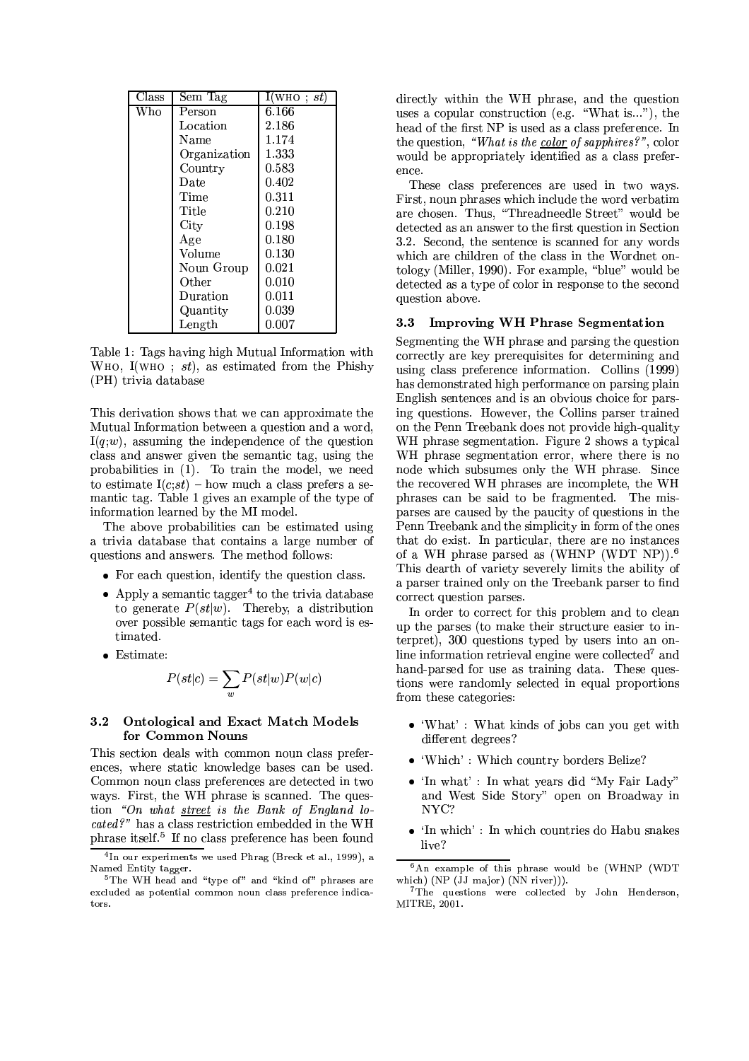| Class | Sem Tag | I(WHO ; $st$) |
|---|---|---|
| Who | Person | 6.166 |
| | Location | 2.186 |
| | Name | 1.174 |
| | Organization | 1.333 |
| | Country | 0.583 |
| | Date | 0.402 |
| | Time | 0.311 |
| | Title | 0.210 |
| | City | 0.198 |
| | Age | 0.180 |
| | Volume | 0.130 |
| | Noun Group | 0.021 |
| | Other | 0.010 |
| | Duration | 0.011 |
| | Quantity | 0.039 |
| | Length | 0.007 |

Table 1: Tags having high Mutual Information with WHO, I(WHO ; $st$), as estimated from the Phishy (PH) trivia database

This derivation shows that we can approximate the Mutual Information between a question and a word, $I(q;w)$, assuming the independence of the question class and answer given the semantic tag, using the probabilities in (1). To train the model, we need to estimate $I(c;st)$ – how much a class prefers a semantic tag. Table 1 gives an example of the type of information learned by the MI model.

The above probabilities can be estimated using a trivia database that contains a large number of questions and answers. The method follows:

- For each question, identify the question class.
- Apply a semantic tagger[4] to the trivia database to generate $P(st|w)$. Thereby, a distribution over possible semantic tags for each word is estimated.
- Estimate:

$$P(st|c) = \sum_{w} P(st|w)P(w|c)$$

### 3.2 Ontological and Exact Match Models for Common Nouns

This section deals with common noun class preferences, where static knowledge bases can be used. Common noun class preferences are detected in two ways. First, the WH phrase is scanned. The question *"On what street is the Bank of England located?"* has a class restriction embedded in the WH phrase itself.[5] If no class preference has been found directly within the WH phrase, and the question uses a copular construction (e.g. "What is..."), the head of the first NP is used as a class preference. In the question, *"What is the color of sapphires?"*, color would be appropriately identified as a class preference.

These class preferences are used in two ways. First, noun phrases which include the word verbatim are chosen. Thus, "Threadneedle Street" would be detected as an answer to the first question in Section 3.2. Second, the sentence is scanned for any words which are children of the class in the Wordnet ontology (Miller, 1990). For example, "blue" would be detected as a type of color in response to the second question above.

### 3.3 Improving WH Phrase Segmentation

Segmenting the WH phrase and parsing the question correctly are key prerequisites for determining and using class preference information. Collins (1999) has demonstrated high performance on parsing plain English sentences and is an obvious choice for parsing questions. However, the Collins parser trained on the Penn Treebank does not provide high-quality WH phrase segmentation. Figure 2 shows a typical WH phrase segmentation error, where there is no node which subsumes only the WH phrase. Since the recovered WH phrases are incomplete, the WH phrases can be said to be fragmented. The misparses are caused by the paucity of questions in the Penn Treebank and the simplicity in form of the ones that do exist. In particular, there are no instances of a WH phrase parsed as (WHNP (WDT NP)).[6] This dearth of variety severely limits the ability of a parser trained only on the Treebank parser to find correct question parses.

In order to correct for this problem and to clean up the parses (to make their structure easier to interpret), 300 questions typed by users into an online information retrieval engine were collected[7] and hand-parsed for use as training data. These questions were randomly selected in equal proportions from these categories:

- 'What' : What kinds of jobs can you get with different degrees?
- 'Which' : Which country borders Belize?
- 'In what' : In what years did "My Fair Lady" and West Side Story" open on Broadway in NYC?
- 'In which' : In which countries do Habu snakes live?

[4] In our experiments we used Phrag (Breck et al., 1999), a Named Entity tagger.

[5] The WH head and "type of" and "kind of" phrases are excluded as potential common noun class preference indicators.

[6] An example of this phrase would be (WHNP (WDT which) (NP (JJ major) (NN river))).

[7] The questions were collected by John Henderson, MITRE, 2001.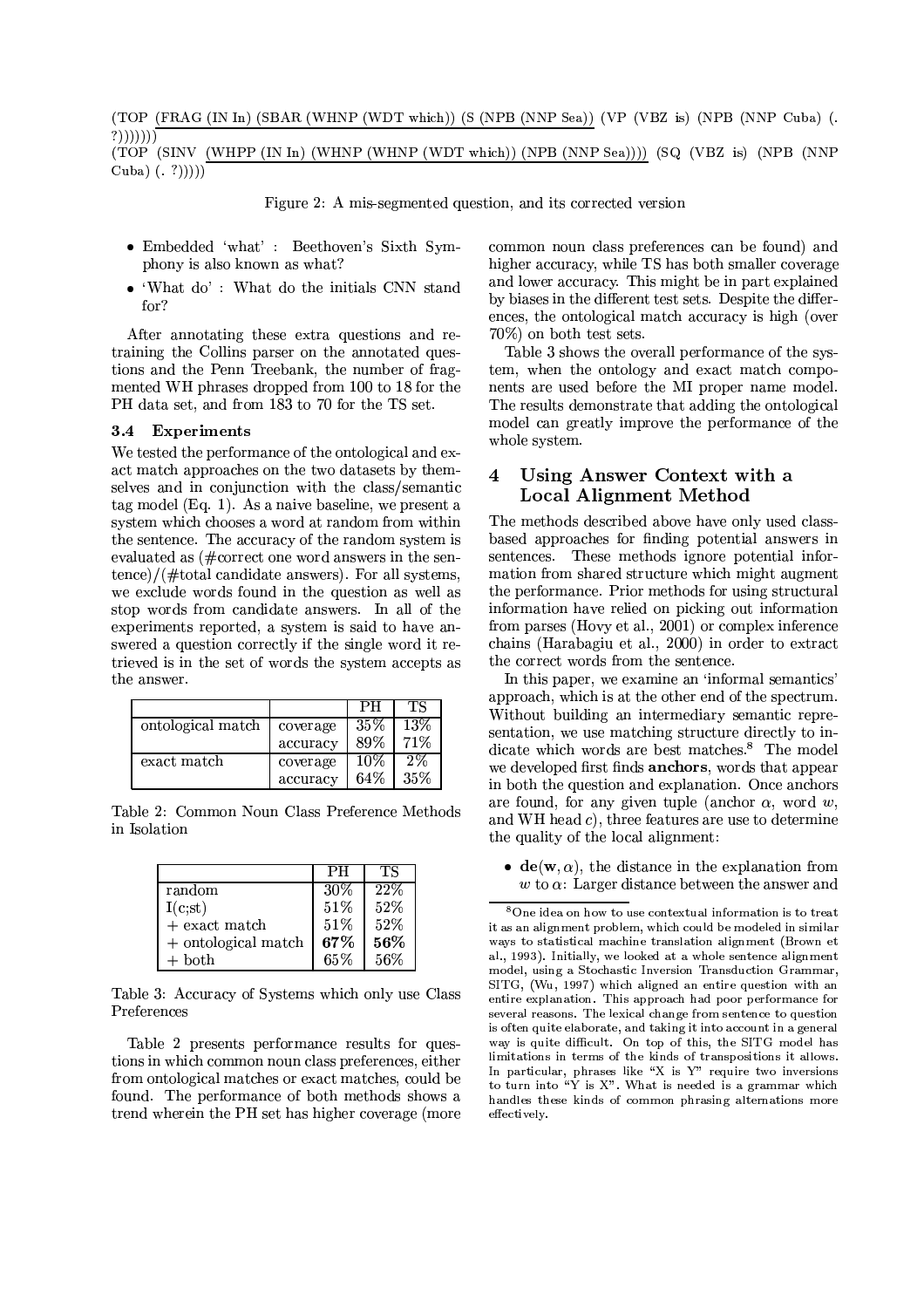(TOP (FRAG (IN In) (SBAR (WHNP (WDT which)) (S (NPB (NNP Sea)) (VP (VBZ is) (NPB (NNP Cuba) (. ?)))))))

(TOP (SINV (WHPP (IN In) (WHNP (WHNP (WDT which)) (NPB (NNP Sea)))) (SQ (VBZ is) (NPB (NNP Cuba) (. ?)))))

Figure 2: A mis-segmented question, and its corrected version

- Embedded 'what' : Beethoven's Sixth Symphony is also known as what?
- 'What do' : What do the initials CNN stand for?

After annotating these extra questions and retraining the Collins parser on the annotated questions and the Penn Treebank, the number of fragmented WH phrases dropped from 100 to 18 for the PH data set, and from 183 to 70 for the TS set.

### 3.4 Experiments

We tested the performance of the ontological and exact match approaches on the two datasets by themselves and in conjunction with the class/semantic tag model (Eq. 1). As a naive baseline, we present a system which chooses a word at random from within the sentence. The accuracy of the random system is evaluated as (#correct one word answers in the sentence)/(#total candidate answers). For all systems, we exclude words found in the question as well as stop words from candidate answers. In all of the experiments reported, a system is said to have answered a question correctly if the single word it retrieved is in the set of words the system accepts as the answer.

| | | PH | TS |
|---|---|---|---|
| ontological match | coverage | 35% | 13% |
| | accuracy | 89% | 71% |
| exact match | coverage | 10% | 2% |
| | accuracy | 64% | 35% |

Table 2: Common Noun Class Preference Methods in Isolation

| | PH | TS |
|---|---|---|
| random | 30% | 22% |
| I(c;st) | 51% | 52% |
| + exact match | 51% | 52% |
| + ontological match | **67%** | **56%** |
| + both | 65% | 56% |

Table 3: Accuracy of Systems which only use Class Preferences

Table 2 presents performance results for questions in which common noun class preferences, either from ontological matches or exact matches, could be found. The performance of both methods shows a trend wherein the PH set has higher coverage (more common noun class preferences can be found) and higher accuracy, while TS has both smaller coverage and lower accuracy. This might be in part explained by biases in the different test sets. Despite the differences, the ontological match accuracy is high (over 70%) on both test sets.

Table 3 shows the overall performance of the system, when the ontology and exact match components are used before the MI proper name model. The results demonstrate that adding the ontological model can greatly improve the performance of the whole system.

## 4 Using Answer Context with a Local Alignment Method

The methods described above have only used class-based approaches for finding potential answers in sentences. These methods ignore potential information from shared structure which might augment the performance. Prior methods for using structural information have relied on picking out information from parses (Hovy et al., 2001) or complex inference chains (Harabagiu et al., 2000) in order to extract the correct words from the sentence.

In this paper, we examine an 'informal semantics' approach, which is at the other end of the spectrum. Without building an intermediary semantic representation, we use matching structure directly to indicate which words are best matches.[8] The model we developed first finds **anchors**, words that appear in both the question and explanation. Once anchors are found, for any given tuple (anchor $\alpha$, word $w$, and WH head $c$), three features are use to determine the quality of the local alignment:

- $\mathbf{de}(\mathbf{w}, \alpha)$, the distance in the explanation from $w$ to $\alpha$: Larger distance between the answer and

[8] One idea on how to use contextual information is to treat it as an alignment problem, which could be modeled in similar ways to statistical machine translation alignment (Brown et al., 1993). Initially, we looked at a whole sentence alignment model, using a Stochastic Inversion Transduction Grammar, SITG, (Wu, 1997) which aligned an entire question with an entire explanation. This approach had poor performance for several reasons. The lexical change from sentence to question is often quite elaborate, and taking it into account in a general way is quite difficult. On top of this, the SITG model has limitations in terms of the kinds of transpositions it allows. In particular, phrases like "X is Y" require two inversions to turn into "Y is X". What is needed is a grammar which handles these kinds of common phrasing alternations more effectively.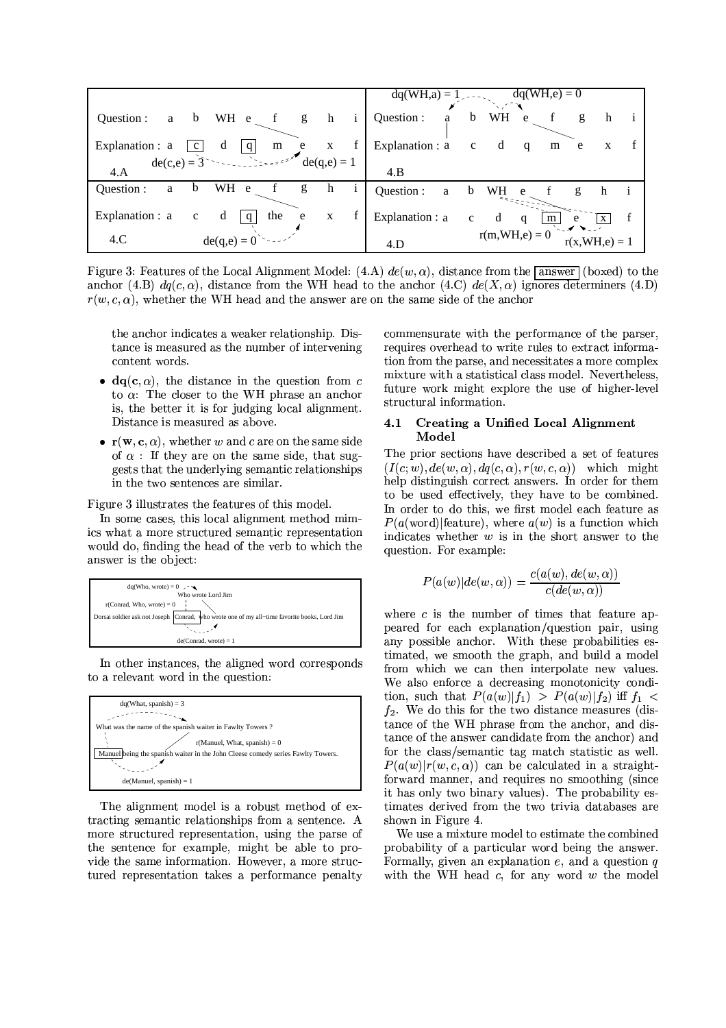Figure 3: Features of the Local Alignment Model: (4.A) $de(w, \alpha)$, distance from the answer (boxed) to the anchor (4.B) $dq(c, \alpha)$, distance from the WH head to the anchor (4.C) $de(X, \alpha)$ ignores determiners (4.D) $r(w, c, \alpha)$, whether the WH head and the answer are on the same side of the anchor

the anchor indicates a weaker relationship. Distance is measured as the number of intervening content words.

- $\mathbf{dq(c, \alpha)}$, the distance in the question from $c$ to $\alpha$: The closer to the WH phrase an anchor is, the better it is for judging local alignment. Distance is measured as above.
- $\mathbf{r(w, c, \alpha)}$, whether $w$ and $c$ are on the same side of $\alpha$ : If they are on the same side, that suggests that the underlying semantic relationships in the two sentences are similar.

Figure 3 illustrates the features of this model.

In some cases, this local alignment method mimics what a more structured semantic representation would do, finding the head of the verb to which the answer is the object:

In other instances, the aligned word corresponds to a relevant word in the question:

The alignment model is a robust method of extracting semantic relationships from a sentence. A more structured representation, using the parse of the sentence for example, might be able to provide the same information. However, a more structured representation takes a performance penalty commensurate with the performance of the parser, requires overhead to write rules to extract information from the parse, and necessitates a more complex mixture with a statistical class model. Nevertheless, future work might explore the use of higher-level structural information.

### 4.1 Creating a Unified Local Alignment Model

The prior sections have described a set of features $(I(c; w), de(w, \alpha), dq(c, \alpha), r(w, c, \alpha))$ which might help distinguish correct answers. In order for them to be used effectively, they have to be combined. In order to do this, we first model each feature as $P(a(\text{word})|\text{feature})$, where $a(w)$ is a function which indicates whether $w$ is in the short answer to the question. For example:

$$P(a(w)|de(w, \alpha)) = \frac{c(a(w), de(w, \alpha))}{c(de(w, \alpha))}$$

where $c$ is the number of times that feature appeared for each explanation/question pair, using any possible anchor. With these probabilities estimated, we smooth the graph, and build a model from which we can then interpolate new values. We also enforce a decreasing monotonicity condition, such that $P(a(w)|f_1) > P(a(w)|f_2)$ iff $f_1 < f_2$. We do this for the two distance measures (distance of the WH phrase from the anchor, and distance of the answer candidate from the anchor) and for the class/semantic tag match statistic as well. $P(a(w)|r(w, c, \alpha))$ can be calculated in a straightforward manner, and requires no smoothing (since it has only two binary values). The probability estimates derived from the two trivia databases are shown in Figure 4.

We use a mixture model to estimate the combined probability of a particular word being the answer. Formally, given an explanation $e$, and a question $q$ with the WH head $c$, for any word $w$ the model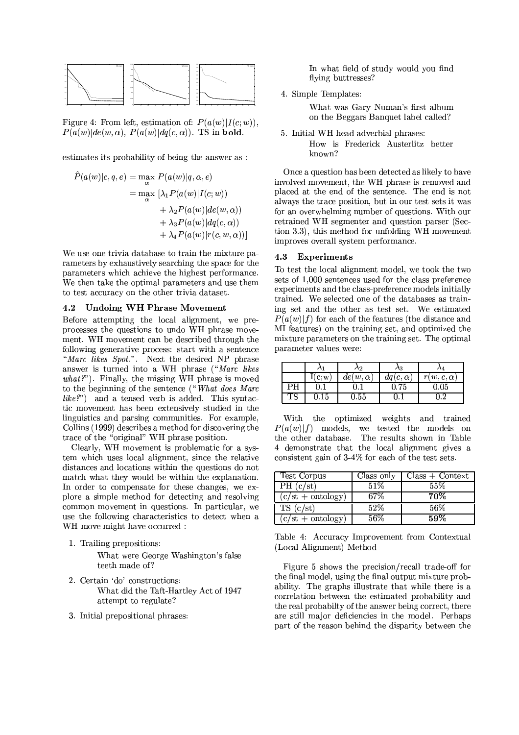Figure 4: From left, estimation of: $P(a(w)|I(c;w))$, $P(a(w)|de(w,\alpha)$, $P(a(w)|dq(c,\alpha))$. TS in **bold**.

estimates its probability of being the answer as :

$$
\begin{aligned}
\hat{P}(a(w)|c,q,e) &= \max_{\alpha} P(a(w)|q,\alpha,e) \\
&= \max_{\alpha} [\lambda_1 P(a(w)|I(c;w)) \\
&\quad + \lambda_2 P(a(w)|de(w,\alpha)) \\
&\quad + \lambda_3 P(a(w)|dq(c,\alpha)) \\
&\quad + \lambda_4 P(a(w)|r(c,w,\alpha))]
\end{aligned}
$$

We use one trivia database to train the mixture parameters by exhaustively searching the space for the parameters which achieve the highest performance. We then take the optimal parameters and use them to test accuracy on the other trivia dataset.

### 4.2 Undoing WH Phrase Movement

Before attempting the local alignment, we preprocesses the questions to undo WH phrase movement. WH movement can be described through the following generative process: start with a sentence "*Marc likes Spot.*". Next the desired NP phrase answer is turned into a WH phrase ("*Marc likes what?*"). Finally, the missing WH phrase is moved to the beginning of the sentence ("*What does Marc like?*") and a tensed verb is added. This syntactic movement has been extensively studied in the linguistics and parsing communities. For example, Collins (1999) describes a method for discovering the trace of the "original" WH phrase position.

Clearly, WH movement is problematic for a system which uses local alignment, since the relative distances and locations within the questions do not match what they would be within the explanation. In order to compensate for these changes, we explore a simple method for detecting and resolving common movement in questions. In particular, we use the following characteristics to detect when a WH move might have occurred :

1. Trailing prepositions:

   What were George Washington's false teeth made of?

2. Certain 'do' constructions:

   What did the Taft-Hartley Act of 1947 attempt to regulate?

3. Initial prepositional phrases:

   In what field of study would you find flying buttresses?

4. Simple Templates:

   What was Gary Numan's first album on the Beggars Banquet label called?

5. Initial WH head adverbial phrases:

   How is Frederick Austerlitz better known?

Once a question has been detected as likely to have involved movement, the WH phrase is removed and placed at the end of the sentence. The end is not always the trace position, but in our test sets it was for an overwhelming number of questions. With our retrained WH segmenter and question parser (Section 3.3), this method for unfolding WH-movement improves overall system performance.

### 4.3 Experiments

To test the local alignment model, we took the two sets of 1,000 sentences used for the class preference experiments and the class-preference models initially trained. We selected one of the databases as training set and the other as test set. We estimated $P(a(w)|f)$ for each of the features (the distance and MI features) on the training set, and optimized the mixture parameters on the training set. The optimal parameter values were:

| | $\lambda_1$ | $\lambda_2$ | $\lambda_3$ | $\lambda_4$ |
|---|---|---|---|---|
| | I(c;w) | $de(w,\alpha)$ | $dq(c,\alpha)$ | $r(w,c,\alpha)$ |
| PH | 0.1 | 0.1 | 0.75 | 0.05 |
| TS | 0.15 | 0.55 | 0.1 | 0.2 |

With the optimized weights and trained $P(a(w)|f)$ models, we tested the models on the other database. The results shown in Table 4 demonstrate that the local alignment gives a consistent gain of 3-4% for each of the test sets.

| Test Corpus | Class only | Class + Context |
|---|---|---|
| PH (c/st) | 51% | 55% |
| (c/st + ontology) | 67% | **70%** |
| TS (c/st) | 52% | 56% |
| (c/st + ontology) | 56% | **59%** |

Table 4: Accuracy Improvement from Contextual (Local Alignment) Method

Figure 5 shows the precision/recall trade-off for the final model, using the final output mixture probability. The graphs illustrate that while there is a correlation between the estimated probability and the real probabilty of the answer being correct, there are still major deficiencies in the model. Perhaps part of the reason behind the disparity between the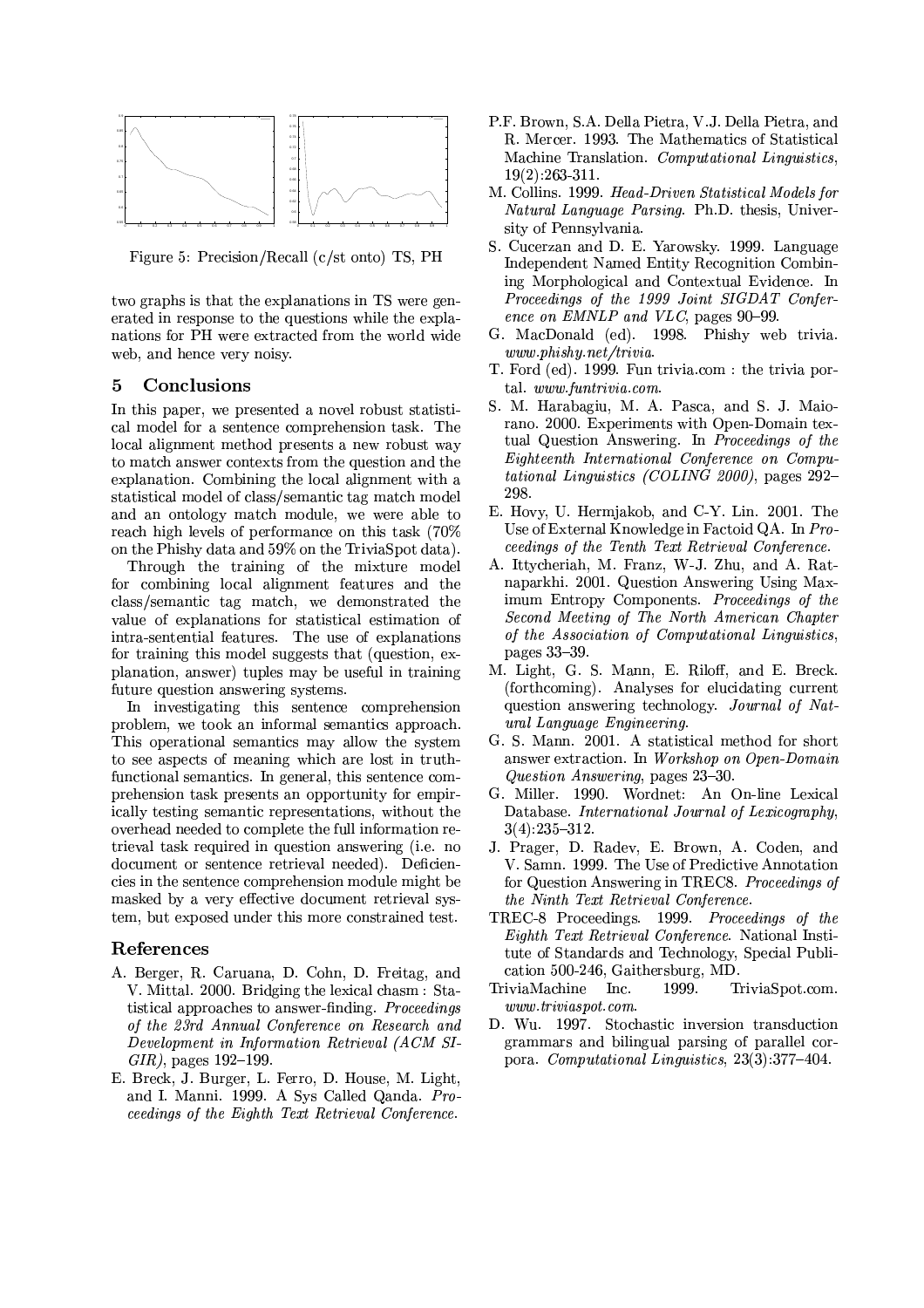Figure 5: Precision/Recall (c/st onto) TS, PH

two graphs is that the explanations in TS were generated in response to the questions while the explanations for PH were extracted from the world wide web, and hence very noisy.

## 5 Conclusions

In this paper, we presented a novel robust statistical model for a sentence comprehension task. The local alignment method presents a new robust way to match answer contexts from the question and the explanation. Combining the local alignment with a statistical model of class/semantic tag match model and an ontology match module, we were able to reach high levels of performance on this task (70% on the Phishy data and 59% on the TriviaSpot data).

Through the training of the mixture model for combining local alignment features and the class/semantic tag match, we demonstrated the value of explanations for statistical estimation of intra-sentential features. The use of explanations for training this model suggests that (question, explanation, answer) tuples may be useful in training future question answering systems.

In investigating this sentence comprehension problem, we took an informal semantics approach. This operational semantics may allow the system to see aspects of meaning which are lost in truth-functional semantics. In general, this sentence comprehension task presents an opportunity for empirically testing semantic representations, without the overhead needed to complete the full information retrieval task required in question answering (i.e. no document or sentence retrieval needed). Deficiencies in the sentence comprehension module might be masked by a very effective document retrieval system, but exposed under this more constrained test.

## References

A. Berger, R. Caruana, D. Cohn, D. Freitag, and V. Mittal. 2000. Bridging the lexical chasm : Statistical approaches to answer-finding. *Proceedings of the 23rd Annual Conference on Research and Development in Information Retrieval (ACM SIGIR)*, pages 192–199.

E. Breck, J. Burger, L. Ferro, D. House, M. Light, and I. Manni. 1999. A Sys Called Qanda. *Proceedings of the Eighth Text Retrieval Conference.*

P.F. Brown, S.A. Della Pietra, V.J. Della Pietra, and R. Mercer. 1993. The Mathematics of Statistical Machine Translation. *Computational Linguistics*, 19(2):263-311.

M. Collins. 1999. *Head-Driven Statistical Models for Natural Language Parsing.* Ph.D. thesis, University of Pennsylvania.

S. Cucerzan and D. E. Yarowsky. 1999. Language Independent Named Entity Recognition Combining Morphological and Contextual Evidence. In *Proceedings of the 1999 Joint SIGDAT Conference on EMNLP and VLC*, pages 90–99.

G. MacDonald (ed). 1998. Phishy web trivia. *www.phishy.net/trivia.*

T. Ford (ed). 1999. Fun trivia.com : the trivia portal. *www.funtrivia.com.*

S. M. Harabagiu, M. A. Pasca, and S. J. Maiorano. 2000. Experiments with Open-Domain textual Question Answering. In *Proceedings of the Eighteenth International Conference on Computational Linguistics (COLING 2000)*, pages 292–298.

E. Hovy, U. Hermjakob, and C-Y. Lin. 2001. The Use of External Knowledge in Factoid QA. In *Proceedings of the Tenth Text Retrieval Conference.*

A. Ittycheriah, M. Franz, W-J. Zhu, and A. Ratnaparkhi. 2001. Question Answering Using Maximum Entropy Components. *Proceedings of the Second Meeting of The North American Chapter of the Association of Computational Linguistics*, pages 33–39.

M. Light, G. S. Mann, E. Riloff, and E. Breck. (forthcoming). Analyses for elucidating current question answering technology. *Journal of Natural Language Engineering.*

G. S. Mann. 2001. A statistical method for short answer extraction. In *Workshop on Open-Domain Question Answering*, pages 23–30.

G. Miller. 1990. Wordnet: An On-line Lexical Database. *International Journal of Lexicography*, 3(4):235–312.

J. Prager, D. Radev, E. Brown, A. Coden, and V. Samn. 1999. The Use of Predictive Annotation for Question Answering in TREC8. *Proceedings of the Ninth Text Retrieval Conference.*

TREC-8 Proceedings. 1999. *Proceedings of the Eighth Text Retrieval Conference.* National Institute of Standards and Technology, Special Publication 500-246, Gaithersburg, MD.

TriviaMachine Inc. 1999. TriviaSpot.com. *www.triviaspot.com.*

D. Wu. 1997. Stochastic inversion transduction grammars and bilingual parsing of parallel corpora. *Computational Linguistics*, 23(3):377–404.